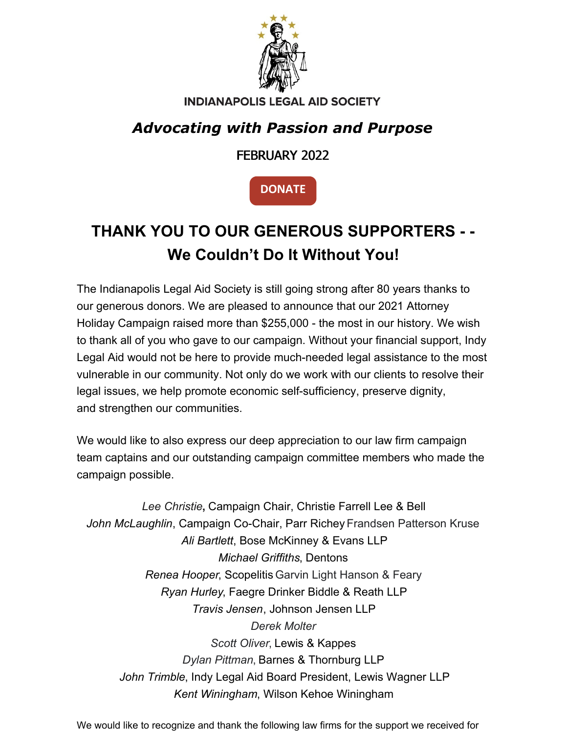INDIANAPOLIS LEGAL AID SOCIETY

## *Advocating with Passion and Purpose*

FEBRUARY 2022

DONATE

# THANK YOU TO OUR GENEROUS SUPPORTERS - - We Couldn't Do It Without You!

The Indianapolis Legal Aid Society is still going strong after 80 years thanks to our generous donors. We are pleased to announce that our 2021 Attorney Holiday Campaign raised more than $255,000 - the most in our history. We wish to thank all of you who gave to our campaign. Without your financial support, Indy Legal Aid would not be here to provide much-needed legal assistance to the most vulnerable in our community. Not only do we work with our clients to resolve their legal issues, we help promote economic self-sufficiency, preserve dignity, and strengthen our communities.

We would like to also express our deep appreciation to our law firm campaign team captains and our outstanding campaign committee members who made the campaign possible.

*Lee Christie*, Campaign Chair, Christie Farrell Lee & Bell
*John McLaughlin*, Campaign Co-Chair, Parr Richey Frandsen Patterson Kruse
*Ali Bartlett*, Bose McKinney & Evans LLP
*Michael Griffiths*, Dentons
*Renea Hooper*, Scopelitis Garvin Light Hanson & Feary
*Ryan Hurley*, Faegre Drinker Biddle & Reath LLP
*Travis Jensen*, Johnson Jensen LLP
*Derek Molter*
*Scott Oliver*, Lewis & Kappes
*Dylan Pittman*, Barnes & Thornburg LLP
*John Trimble*, Indy Legal Aid Board President, Lewis Wagner LLP
*Kent Winingham*, Wilson Kehoe Winingham

We would like to recognize and thank the following law firms for the support we received for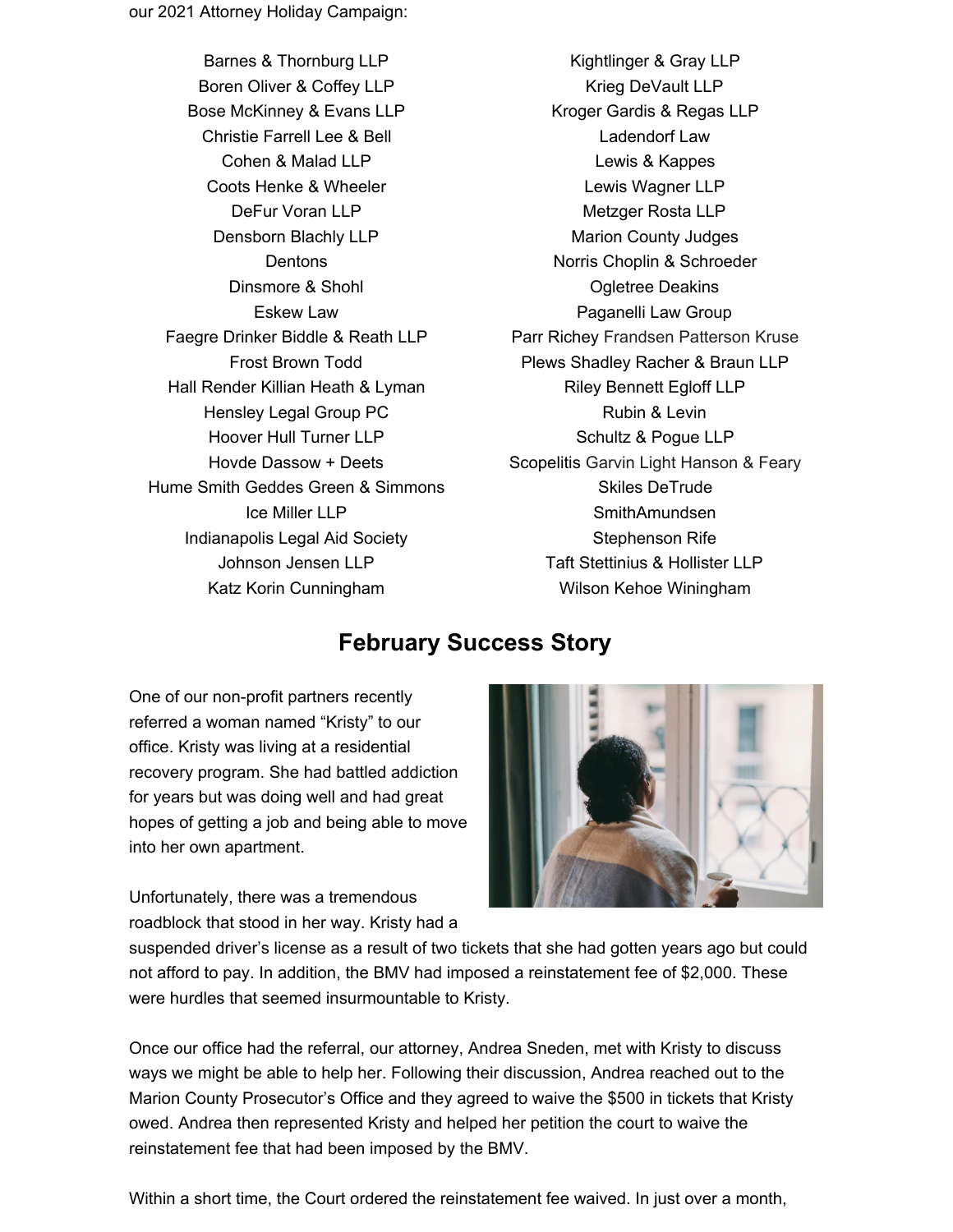our 2021 Attorney Holiday Campaign:

Barnes & Thornburg LLP
Boren Oliver & Coffey LLP
Bose McKinney & Evans LLP
Christie Farrell Lee & Bell
Cohen & Malad LLP
Coots Henke & Wheeler
DeFur Voran LLP
Densborn Blachly LLP
Dentons
Dinsmore & Shohl
Eskew Law
Faegre Drinker Biddle & Reath LLP
Frost Brown Todd
Hall Render Killian Heath & Lyman
Hensley Legal Group PC
Hoover Hull Turner LLP
Hovde Dassow + Deets
Hume Smith Geddes Green & Simmons
Ice Miller LLP
Indianapolis Legal Aid Society
Johnson Jensen LLP
Katz Korin Cunningham
Kightlinger & Gray LLP
Krieg DeVault LLP
Kroger Gardis & Regas LLP
Ladendorf Law
Lewis & Kappes
Lewis Wagner LLP
Metzger Rosta LLP
Marion County Judges
Norris Choplin & Schroeder
Ogletree Deakins
Paganelli Law Group
Parr Richey Frandsen Patterson Kruse
Plews Shadley Racher & Braun LLP
Riley Bennett Egloff LLP
Rubin & Levin
Schultz & Pogue LLP
Scopelitis Garvin Light Hanson & Feary
Skiles DeTrude
SmithAmundsen
Stephenson Rife
Taft Stettinius & Hollister LLP
Wilson Kehoe Winingham

## February Success Story

One of our non-profit partners recently referred a woman named "Kristy" to our office. Kristy was living at a residential recovery program. She had battled addiction for years but was doing well and had great hopes of getting a job and being able to move into her own apartment.

Unfortunately, there was a tremendous roadblock that stood in her way. Kristy had a suspended driver's license as a result of two tickets that she had gotten years ago but could not afford to pay. In addition, the BMV had imposed a reinstatement fee of $2,000. These were hurdles that seemed insurmountable to Kristy.

Once our office had the referral, our attorney, Andrea Sneden, met with Kristy to discuss ways we might be able to help her. Following their discussion, Andrea reached out to the Marion County Prosecutor's Office and they agreed to waive the $500 in tickets that Kristy owed. Andrea then represented Kristy and helped her petition the court to waive the reinstatement fee that had been imposed by the BMV.

Within a short time, the Court ordered the reinstatement fee waived. In just over a month,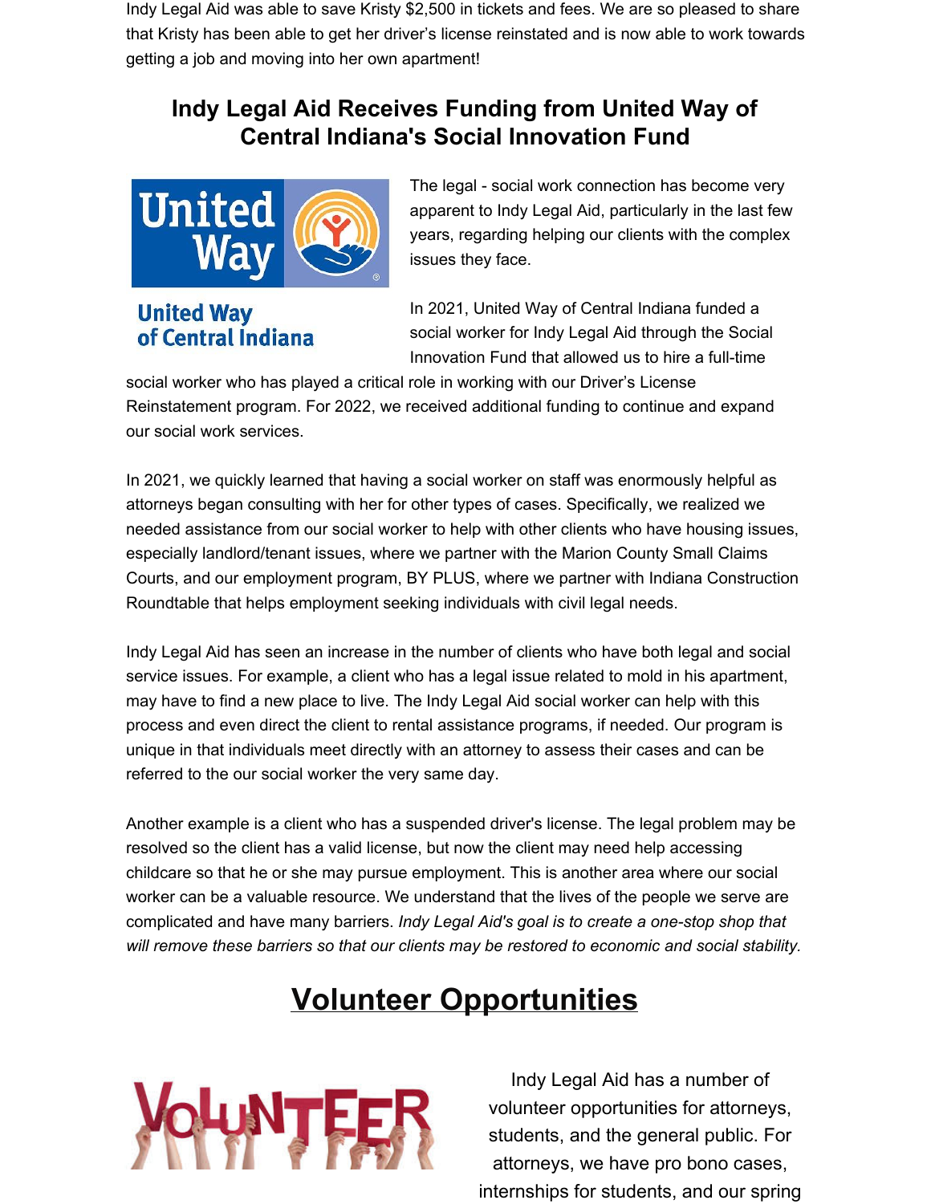Indy Legal Aid was able to save Kristy $2,500 in tickets and fees. We are so pleased to share that Kristy has been able to get her driver's license reinstated and is now able to work towards getting a job and moving into her own apartment!

## Indy Legal Aid Receives Funding from United Way of Central Indiana's Social Innovation Fund

The legal - social work connection has become very apparent to Indy Legal Aid, particularly in the last few years, regarding helping our clients with the complex issues they face.

In 2021, United Way of Central Indiana funded a social worker for Indy Legal Aid through the Social Innovation Fund that allowed us to hire a full-time social worker who has played a critical role in working with our Driver's License Reinstatement program. For 2022, we received additional funding to continue and expand our social work services.

In 2021, we quickly learned that having a social worker on staff was enormously helpful as attorneys began consulting with her for other types of cases. Specifically, we realized we needed assistance from our social worker to help with other clients who have housing issues, especially landlord/tenant issues, where we partner with the Marion County Small Claims Courts, and our employment program, BY PLUS, where we partner with Indiana Construction Roundtable that helps employment seeking individuals with civil legal needs.

Indy Legal Aid has seen an increase in the number of clients who have both legal and social service issues. For example, a client who has a legal issue related to mold in his apartment, may have to find a new place to live. The Indy Legal Aid social worker can help with this process and even direct the client to rental assistance programs, if needed. Our program is unique in that individuals meet directly with an attorney to assess their cases and can be referred to the our social worker the very same day.

Another example is a client who has a suspended driver's license. The legal problem may be resolved so the client has a valid license, but now the client may need help accessing childcare so that he or she may pursue employment. This is another area where our social worker can be a valuable resource. We understand that the lives of the people we serve are complicated and have many barriers. *Indy Legal Aid's goal is to create a one-stop shop that will remove these barriers so that our clients may be restored to economic and social stability.*

## Volunteer Opportunities

Indy Legal Aid has a number of volunteer opportunities for attorneys, students, and the general public. For attorneys, we have pro bono cases, internships for students, and our spring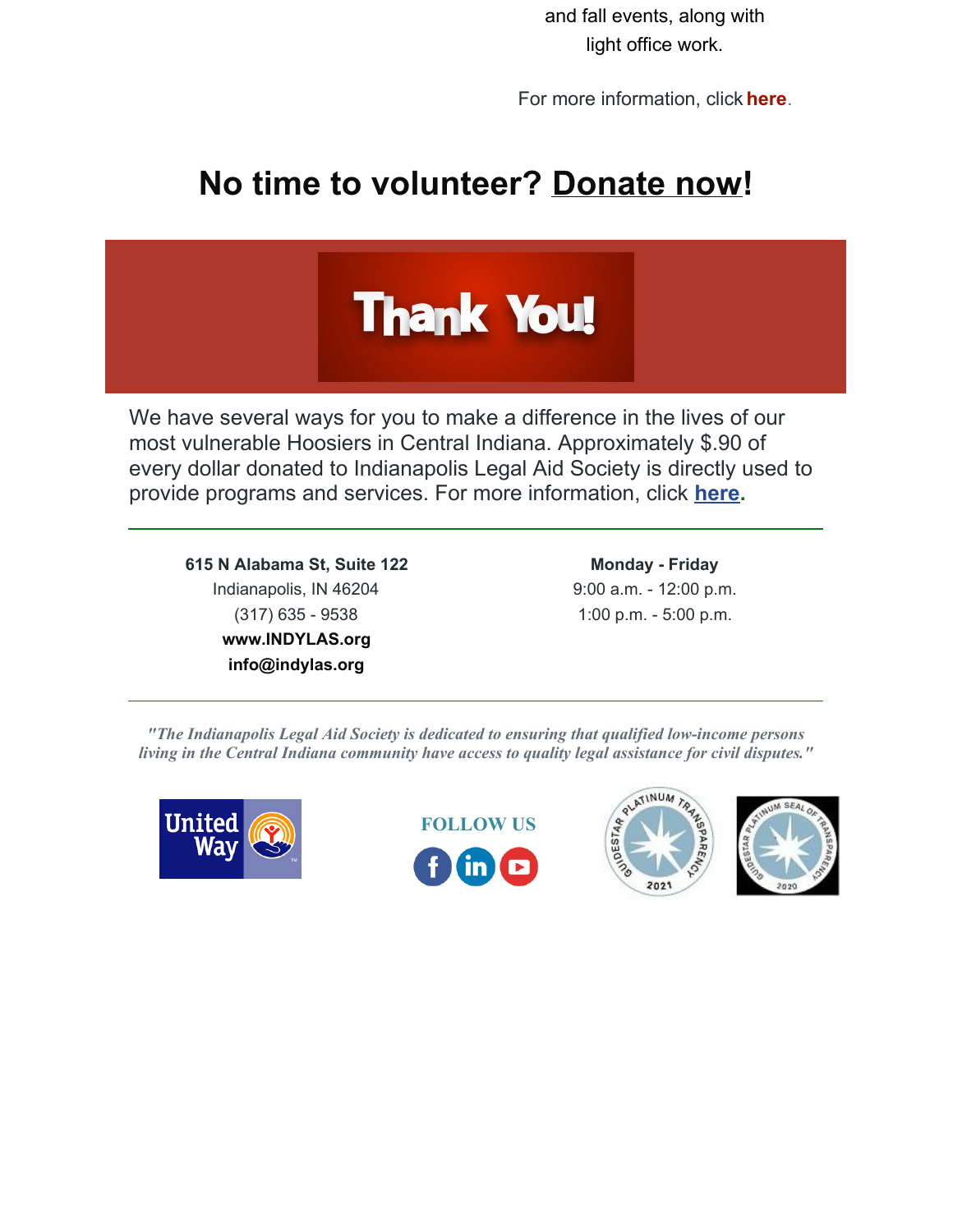and fall events, along with light office work.

For more information, click **here**.

## No time to volunteer? Donate now!

Thank You!

We have several ways for you to make a difference in the lives of our most vulnerable Hoosiers in Central Indiana. Approximately $.90 of every dollar donated to Indianapolis Legal Aid Society is directly used to provide programs and services. For more information, click **here**.

---

**615 N Alabama St, Suite 122**
Indianapolis, IN 46204
(317) 635 - 9538
**www.INDYLAS.org**
**info@indylas.org**

**Monday - Friday**
9:00 a.m. - 12:00 p.m.
1:00 p.m. - 5:00 p.m.

---

*"The Indianapolis Legal Aid Society is dedicated to ensuring that qualified low-income persons living in the Central Indiana community have access to quality legal assistance for civil disputes."*

United Way

FOLLOW US

GUIDESTAR PLATINUM TRANSPARENCY 2021

GUIDESTAR PLATINUM SEAL OF TRANSPARENCY 2020